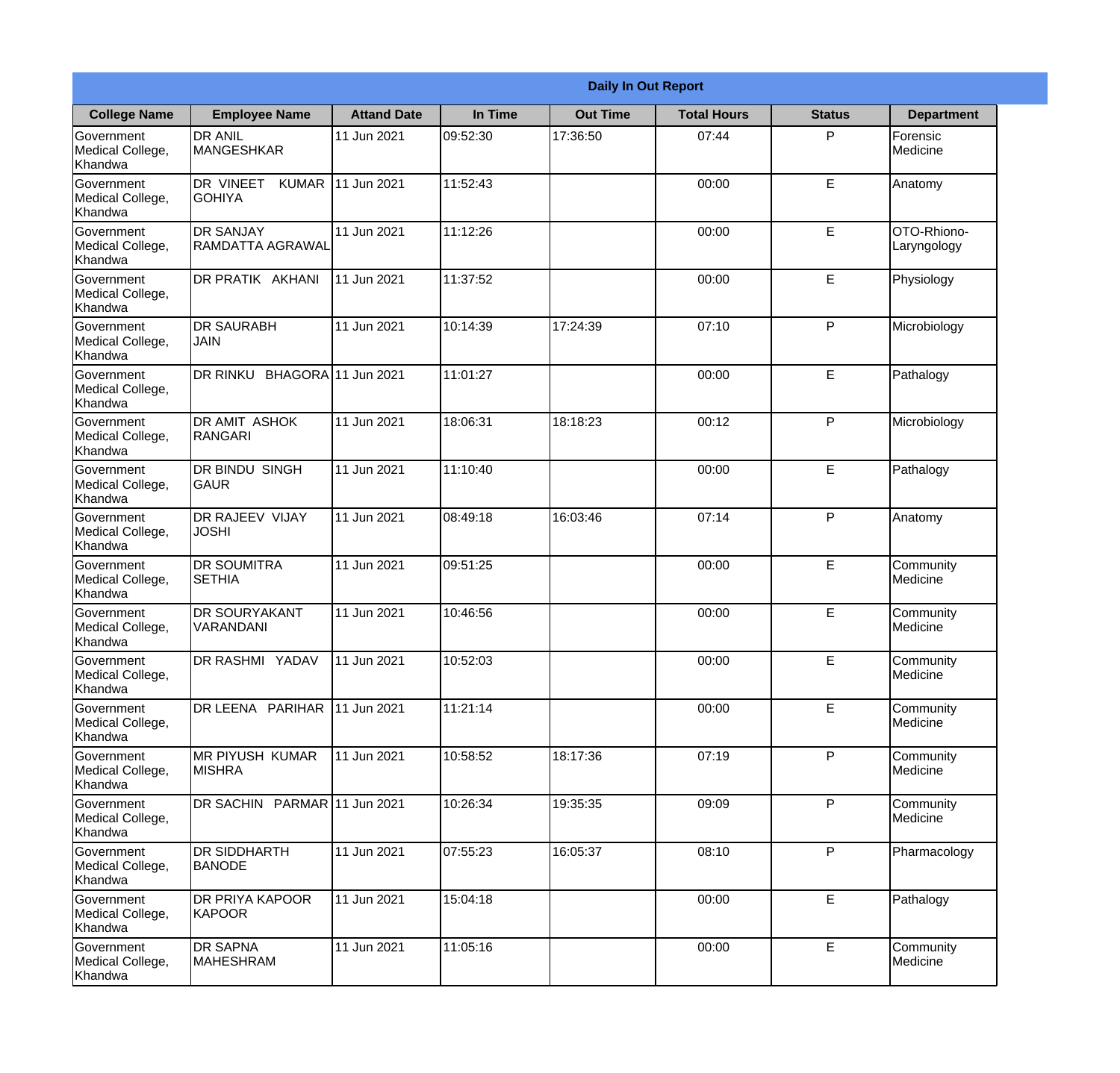| Daily In Out Report | | | | | | | |
|---|---|---|---|---|---|---|---|
| **College Name** | **Employee Name** | **Attand Date** | **In Time** | **Out Time** | **Total Hours** | **Status** | **Department** |
| Government Medical College, Khandwa | DR ANIL MANGESHKAR | 11 Jun 2021 | 09:52:30 | 17:36:50 | 07:44 | P | Forensic Medicine |
| Government Medical College, Khandwa | DR VINEET KUMAR GOHIYA | 11 Jun 2021 | 11:52:43 | | 00:00 | E | Anatomy |
| Government Medical College, Khandwa | DR SANJAY RAMDATTA AGRAWAL | 11 Jun 2021 | 11:12:26 | | 00:00 | E | OTO-Rhiono-Laryngology |
| Government Medical College, Khandwa | DR PRATIK AKHANI | 11 Jun 2021 | 11:37:52 | | 00:00 | E | Physiology |
| Government Medical College, Khandwa | DR SAURABH JAIN | 11 Jun 2021 | 10:14:39 | 17:24:39 | 07:10 | P | Microbiology |
| Government Medical College, Khandwa | DR RINKU BHAGORA | 11 Jun 2021 | 11:01:27 | | 00:00 | E | Pathalogy |
| Government Medical College, Khandwa | DR AMIT ASHOK RANGARI | 11 Jun 2021 | 18:06:31 | 18:18:23 | 00:12 | P | Microbiology |
| Government Medical College, Khandwa | DR BINDU SINGH GAUR | 11 Jun 2021 | 11:10:40 | | 00:00 | E | Pathalogy |
| Government Medical College, Khandwa | DR RAJEEV VIJAY JOSHI | 11 Jun 2021 | 08:49:18 | 16:03:46 | 07:14 | P | Anatomy |
| Government Medical College, Khandwa | DR SOUMITRA SETHIA | 11 Jun 2021 | 09:51:25 | | 00:00 | E | Community Medicine |
| Government Medical College, Khandwa | DR SOURYAKANT VARANDANI | 11 Jun 2021 | 10:46:56 | | 00:00 | E | Community Medicine |
| Government Medical College, Khandwa | DR RASHMI YADAV | 11 Jun 2021 | 10:52:03 | | 00:00 | E | Community Medicine |
| Government Medical College, Khandwa | DR LEENA PARIHAR | 11 Jun 2021 | 11:21:14 | | 00:00 | E | Community Medicine |
| Government Medical College, Khandwa | MR PIYUSH KUMAR MISHRA | 11 Jun 2021 | 10:58:52 | 18:17:36 | 07:19 | P | Community Medicine |
| Government Medical College, Khandwa | DR SACHIN PARMAR | 11 Jun 2021 | 10:26:34 | 19:35:35 | 09:09 | P | Community Medicine |
| Government Medical College, Khandwa | DR SIDDHARTH BANODE | 11 Jun 2021 | 07:55:23 | 16:05:37 | 08:10 | P | Pharmacology |
| Government Medical College, Khandwa | DR PRIYA KAPOOR KAPOOR | 11 Jun 2021 | 15:04:18 | | 00:00 | E | Pathalogy |
| Government Medical College, Khandwa | DR SAPNA MAHESHRAM | 11 Jun 2021 | 11:05:16 | | 00:00 | E | Community Medicine |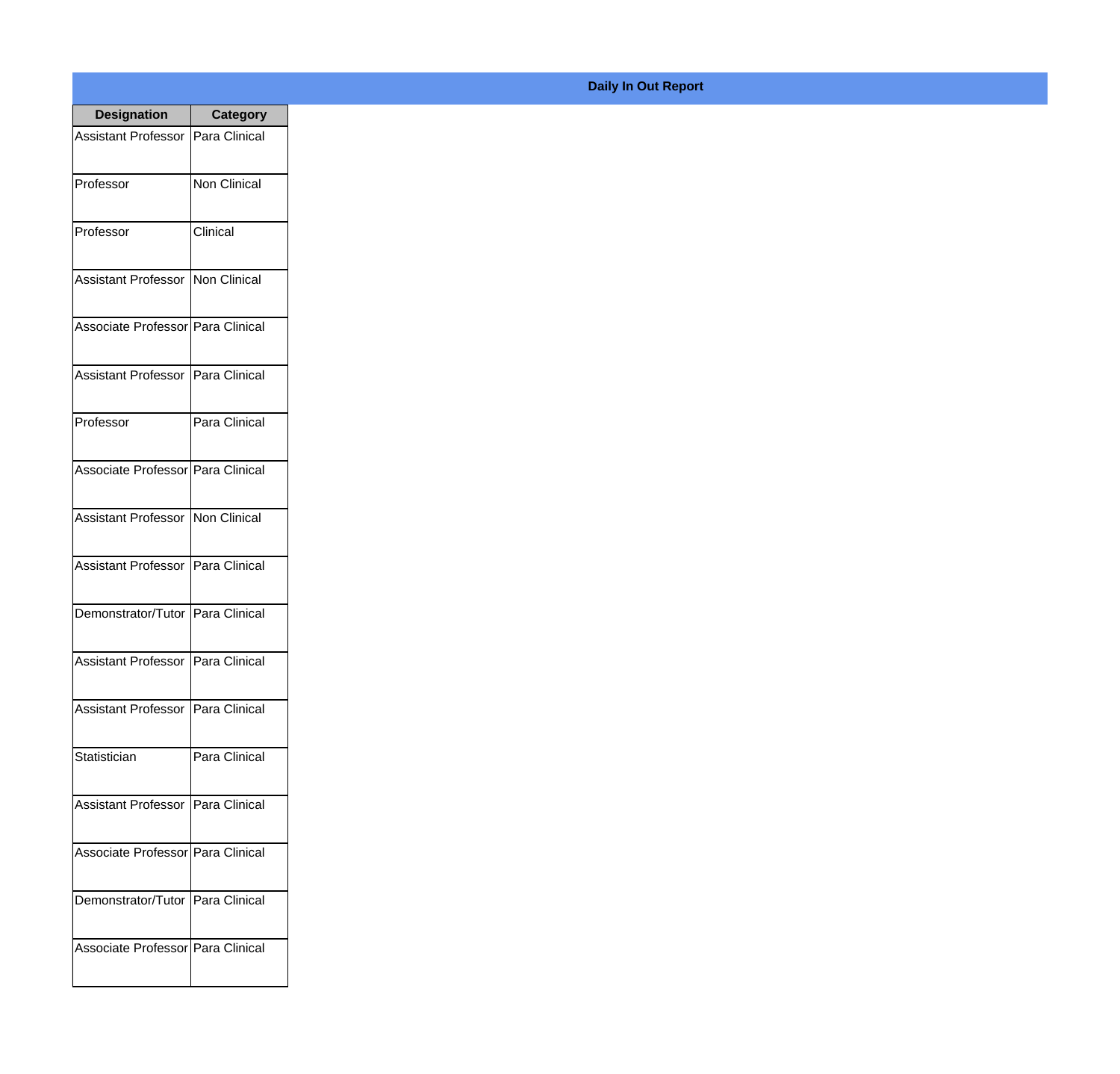## Daily In Out Report

| Designation | Category |
| --- | --- |
| Assistant Professor | Para Clinical |
| Professor | Non Clinical |
| Professor | Clinical |
| Assistant Professor | Non Clinical |
| Associate Professor | Para Clinical |
| Assistant Professor | Para Clinical |
| Professor | Para Clinical |
| Associate Professor | Para Clinical |
| Assistant Professor | Non Clinical |
| Assistant Professor | Para Clinical |
| Demonstrator/Tutor | Para Clinical |
| Assistant Professor | Para Clinical |
| Assistant Professor | Para Clinical |
| Statistician | Para Clinical |
| Assistant Professor | Para Clinical |
| Associate Professor | Para Clinical |
| Demonstrator/Tutor | Para Clinical |
| Associate Professor | Para Clinical |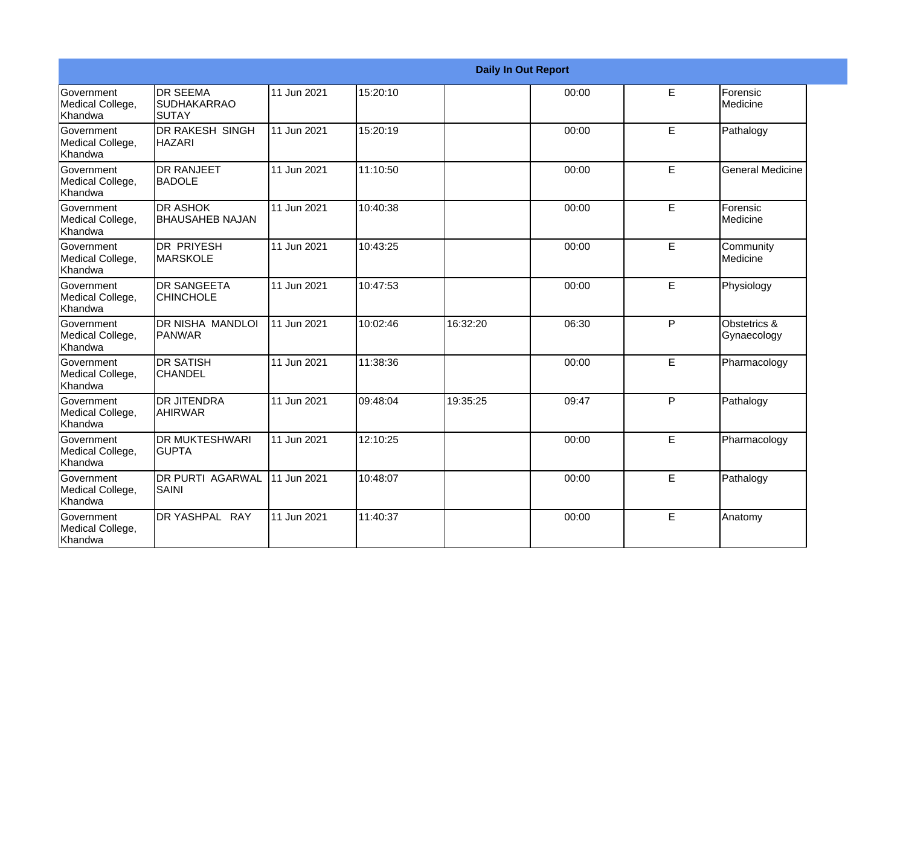| Daily In Out Report | | | | | | | |
|---|---|---|---|---|---|---|---|
| Government Medical College, Khandwa | DR SEEMA SUDHAKARRAO SUTAY | 11 Jun 2021 | 15:20:10 | | 00:00 | E | Forensic Medicine |
| Government Medical College, Khandwa | DR RAKESH SINGH HAZARI | 11 Jun 2021 | 15:20:19 | | 00:00 | E | Pathalogy |
| Government Medical College, Khandwa | DR RANJEET BADOLE | 11 Jun 2021 | 11:10:50 | | 00:00 | E | General Medicine |
| Government Medical College, Khandwa | DR ASHOK BHAUSAHEB NAJAN | 11 Jun 2021 | 10:40:38 | | 00:00 | E | Forensic Medicine |
| Government Medical College, Khandwa | DR PRIYESH MARSKOLE | 11 Jun 2021 | 10:43:25 | | 00:00 | E | Community Medicine |
| Government Medical College, Khandwa | DR SANGEETA CHINCHOLE | 11 Jun 2021 | 10:47:53 | | 00:00 | E | Physiology |
| Government Medical College, Khandwa | DR NISHA MANDLOI PANWAR | 11 Jun 2021 | 10:02:46 | 16:32:20 | 06:30 | P | Obstetrics & Gynaecology |
| Government Medical College, Khandwa | DR SATISH CHANDEL | 11 Jun 2021 | 11:38:36 | | 00:00 | E | Pharmacology |
| Government Medical College, Khandwa | DR JITENDRA AHIRWAR | 11 Jun 2021 | 09:48:04 | 19:35:25 | 09:47 | P | Pathalogy |
| Government Medical College, Khandwa | DR MUKTESHWARI GUPTA | 11 Jun 2021 | 12:10:25 | | 00:00 | E | Pharmacology |
| Government Medical College, Khandwa | DR PURTI AGARWAL SAINI | 11 Jun 2021 | 10:48:07 | | 00:00 | E | Pathalogy |
| Government Medical College, Khandwa | DR YASHPAL RAY | 11 Jun 2021 | 11:40:37 | | 00:00 | E | Anatomy |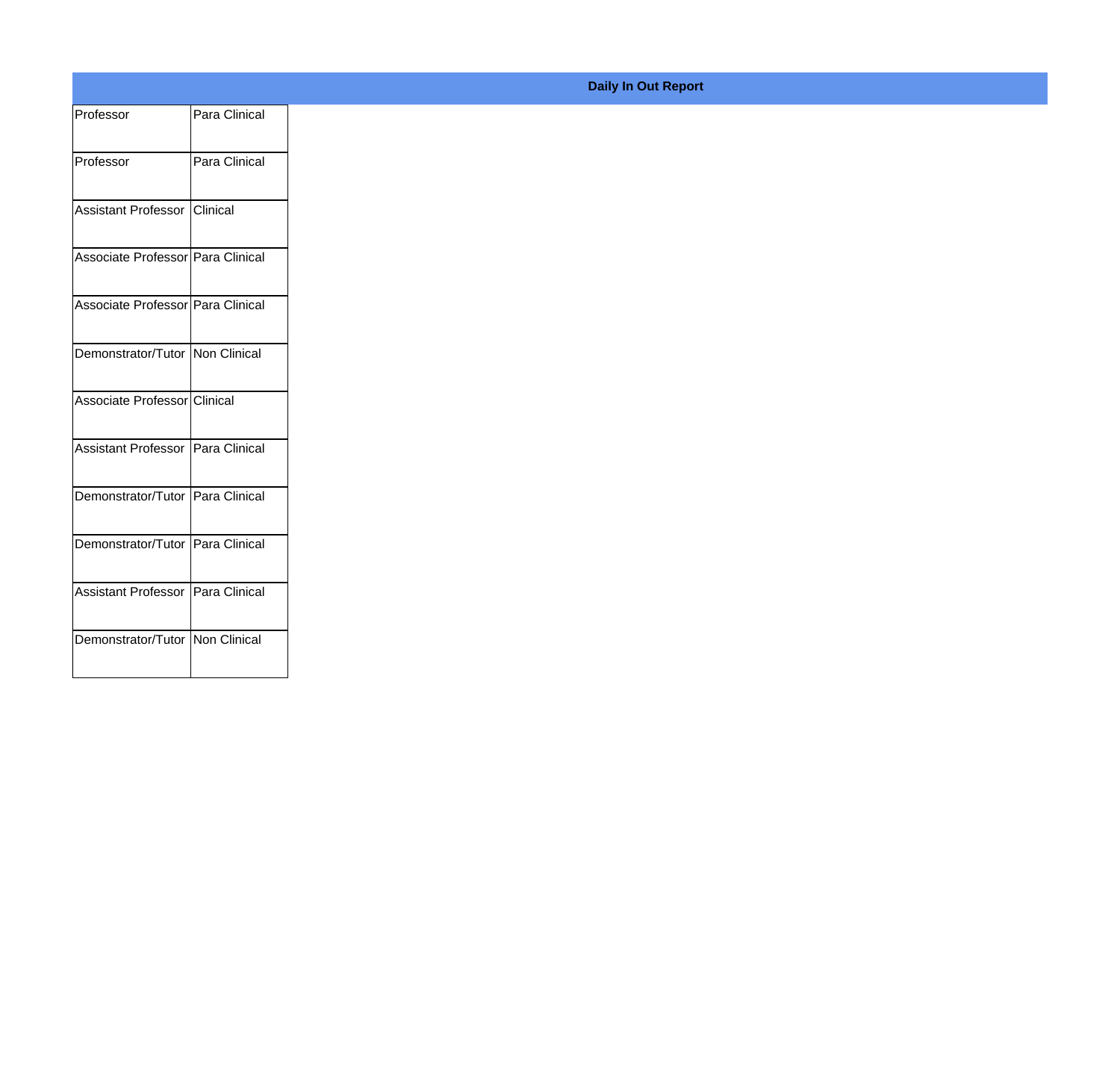**Daily In Out Report**

| | |
|---|---|
| Professor | Para Clinical |
| Professor | Para Clinical |
| Assistant Professor | Clinical |
| Associate Professor | Para Clinical |
| Associate Professor | Para Clinical |
| Demonstrator/Tutor | Non Clinical |
| Associate Professor | Clinical |
| Assistant Professor | Para Clinical |
| Demonstrator/Tutor | Para Clinical |
| Demonstrator/Tutor | Para Clinical |
| Assistant Professor | Para Clinical |
| Demonstrator/Tutor | Non Clinical |